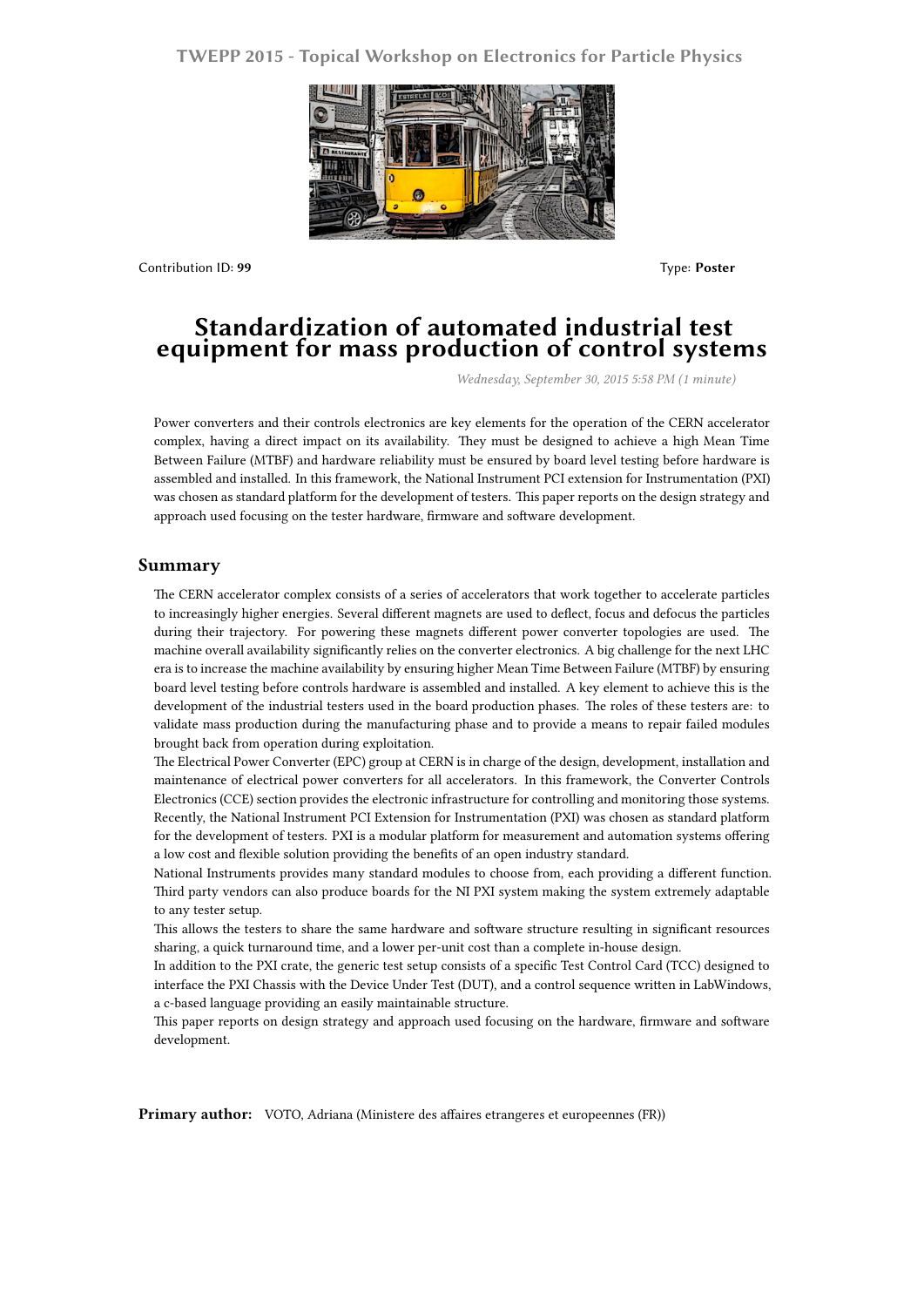TWEPP 2015 - Topical Workshop on Electronics for Particle Physics

Contribution ID: **99**

Type: **Poster**

# Standardization of automated industrial test equipment for mass production of control systems

*Wednesday, September 30, 2015 5:58 PM (1 minute)*

Power converters and their controls electronics are key elements for the operation of the CERN accelerator complex, having a direct impact on its availability. They must be designed to achieve a high Mean Time Between Failure (MTBF) and hardware reliability must be ensured by board level testing before hardware is assembled and installed. In this framework, the National Instrument PCI extension for Instrumentation (PXI) was chosen as standard platform for the development of testers. This paper reports on the design strategy and approach used focusing on the tester hardware, firmware and software development.

## Summary

The CERN accelerator complex consists of a series of accelerators that work together to accelerate particles to increasingly higher energies. Several different magnets are used to deflect, focus and defocus the particles during their trajectory. For powering these magnets different power converter topologies are used. The machine overall availability significantly relies on the converter electronics. A big challenge for the next LHC era is to increase the machine availability by ensuring higher Mean Time Between Failure (MTBF) by ensuring board level testing before controls hardware is assembled and installed. A key element to achieve this is the development of the industrial testers used in the board production phases. The roles of these testers are: to validate mass production during the manufacturing phase and to provide a means to repair failed modules brought back from operation during exploitation.

The Electrical Power Converter (EPC) group at CERN is in charge of the design, development, installation and maintenance of electrical power converters for all accelerators. In this framework, the Converter Controls Electronics (CCE) section provides the electronic infrastructure for controlling and monitoring those systems. Recently, the National Instrument PCI Extension for Instrumentation (PXI) was chosen as standard platform for the development of testers. PXI is a modular platform for measurement and automation systems offering a low cost and flexible solution providing the benefits of an open industry standard.

National Instruments provides many standard modules to choose from, each providing a different function. Third party vendors can also produce boards for the NI PXI system making the system extremely adaptable to any tester setup.

This allows the testers to share the same hardware and software structure resulting in significant resources sharing, a quick turnaround time, and a lower per-unit cost than a complete in-house design.

In addition to the PXI crate, the generic test setup consists of a specific Test Control Card (TCC) designed to interface the PXI Chassis with the Device Under Test (DUT), and a control sequence written in LabWindows, a c-based language providing an easily maintainable structure.

This paper reports on design strategy and approach used focusing on the hardware, firmware and software development.

**Primary author:** VOTO, Adriana (Ministere des affaires etrangeres et europeennes (FR))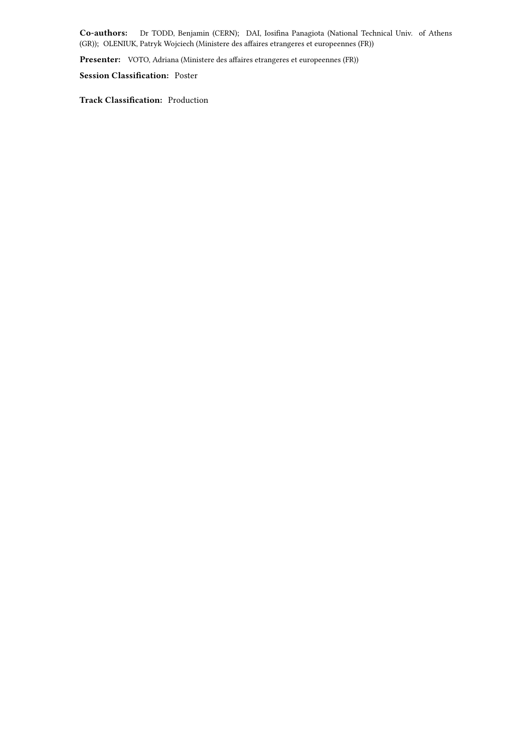**Co-authors:** Dr TODD, Benjamin (CERN); DAI, Iosifina Panagiota (National Technical Univ. of Athens (GR)); OLENIUK, Patryk Wojciech (Ministere des affaires etrangeres et europeennes (FR))

**Presenter:** VOTO, Adriana (Ministere des affaires etrangeres et europeennes (FR))

**Session Classification:** Poster

**Track Classification:** Production